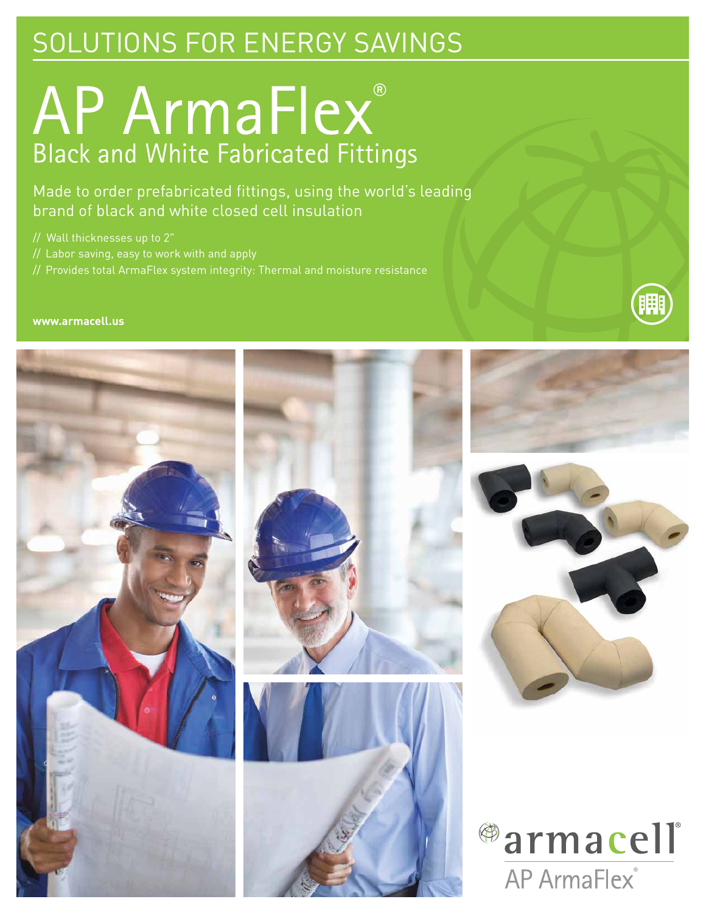SOLUTIONS FOR ENERGY SAVINGS

# AP ArmaFlex®

## Black and White Fabricated Fittings

Made to order prefabricated fittings, using the world's leading brand of black and white closed cell insulation

// Wall thicknesses up to 2"
// Labor saving, easy to work with and apply
// Provides total ArmaFlex system integrity: Thermal and moisture resistance

**www.armacell.us**

armacell®
AP ArmaFlex®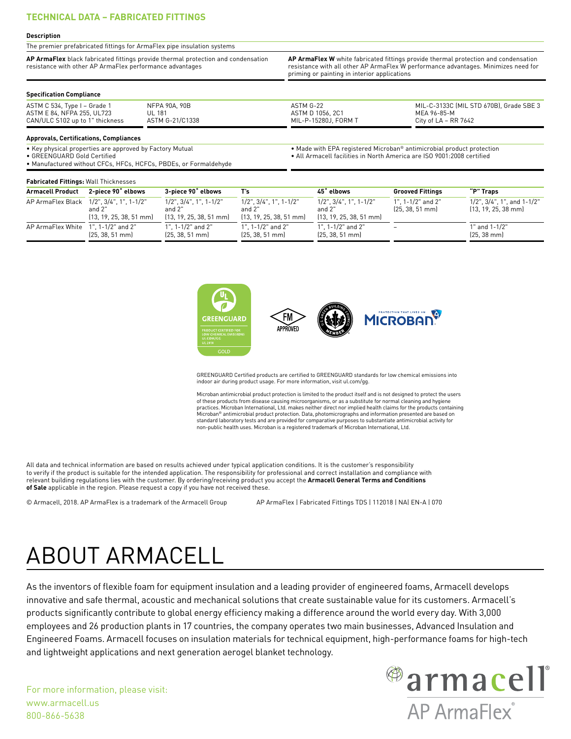## TECHNICAL DATA – FABRICATED FITTINGS

**Description**

The premier prefabricated fittings for ArmaFlex pipe insulation systems

**AP ArmaFlex** black fabricated fittings provide thermal protection and condensation resistance with other AP ArmaFlex performance advantages

**AP ArmaFlex W** white fabricated fittings provide thermal protection and condensation resistance with all other AP ArmaFlex W performance advantages. Minimizes need for priming or painting in interior applications

**Specification Compliance**

| | | | |
|---|---|---|---|
| ASTM C 534, Type I – Grade 1<br>ASTM E 84, NFPA 255, UL723<br>CAN/ULC S102 up to 1" thickness | NFPA 90A, 90B<br>UL 181<br>ASTM G-21/C1338 | ASTM G-22<br>ASTM D 1056, 2C1<br>MIL-P-15280J, FORM T | MIL-C-3133C (MIL STD 670B), Grade SBE 3<br>MEA 96-85-M<br>City of LA – RR 7642 |

**Approvals, Certifications, Compliances**

- Key physical properties are approved by Factory Mutual
- GREENGUARD Gold Certified
- Manufactured without CFCs, HFCs, HCFCs, PBDEs, or Formaldehyde
- Made with EPA registered Microban® antimicrobial product protection
- All Armacell facilities in North America are ISO 9001:2008 certified

**Fabricated Fittings:** Wall Thicknesses

| Armacell Product | 2-piece 90˚ elbows | 3-piece 90˚ elbows | T's | 45˚ elbows | Grooved Fittings | "P" Traps |
|---|---|---|---|---|---|---|
| AP ArmaFlex Black | 1/2", 3/4", 1", 1-1/2" and 2" (13, 19, 25, 38, 51 mm) | 1/2", 3/4", 1", 1-1/2" and 2" (13, 19, 25, 38, 51 mm) | 1/2", 3/4", 1", 1-1/2" and 2" (13, 19, 25, 38, 51 mm) | 1/2", 3/4", 1", 1-1/2" and 2" (13, 19, 25, 38, 51 mm) | 1", 1-1/2" and 2" (25, 38, 51 mm) | 1/2", 3/4", 1", and 1-1/2" (13, 19, 25, 38 mm) |
| AP ArmaFlex White | 1", 1-1/2" and 2" (25, 38, 51 mm) | 1", 1-1/2" and 2" (25, 38, 51 mm) | 1", 1-1/2" and 2" (25, 38, 51 mm) | 1", 1-1/2" and 2" (25, 38, 51 mm) | – | 1" and 1-1/2" (25, 38 mm) |

UL GREENGUARD PRODUCT CERTIFIED FOR LOW CHEMICAL EMISSIONS UL.COM/GG UL 2818 GOLD

FM APPROVED

U.S. GREEN BUILDING COUNCIL MEMBER

PROTECTION THAT LIVES ON MICROBAN

GREENGUARD Certified products are certified to GREENGUARD standards for low chemical emissions into indoor air during product usage. For more information, visit ul.com/gg.

Microban antimicrobial product protection is limited to the product itself and is not designed to protect the users of these products from disease causing microorganisms, or as a substitute for normal cleaning and hygiene practices. Microban International, Ltd. makes neither direct nor implied health claims for the products containing Microban® antimicrobial product protection. Data, photomicrographs and information presented are based on standard laboratory tests and are provided for comparative purposes to substantiate antimicrobial activity for non-public health uses. Microban is a registered trademark of Microban International, Ltd.

All data and technical information are based on results achieved under typical application conditions. It is the customer's responsibility to verify if the product is suitable for the intended application. The responsibility for professional and correct installation and compliance with relevant building regulations lies with the customer. By ordering/receiving product you accept the **Armacell General Terms and Conditions of Sale** applicable in the region. Please request a copy if you have not received these.

© Armacell, 2018. AP ArmaFlex is a trademark of the Armacell Group

AP ArmaFlex | Fabricated Fittings TDS | 112018 | NA| EN-A | 070

# ABOUT ARMACELL

As the inventors of flexible foam for equipment insulation and a leading provider of engineered foams, Armacell develops innovative and safe thermal, acoustic and mechanical solutions that create sustainable value for its customers. Armacell's products significantly contribute to global energy efficiency making a difference around the world every day. With 3,000 employees and 26 production plants in 17 countries, the company operates two main businesses, Advanced Insulation and Engineered Foams. Armacell focuses on insulation materials for technical equipment, high-performance foams for high-tech and lightweight applications and next generation aerogel blanket technology.

For more information, please visit:
www.armacell.us
800-866-5638

armacell®
AP ArmaFlex®